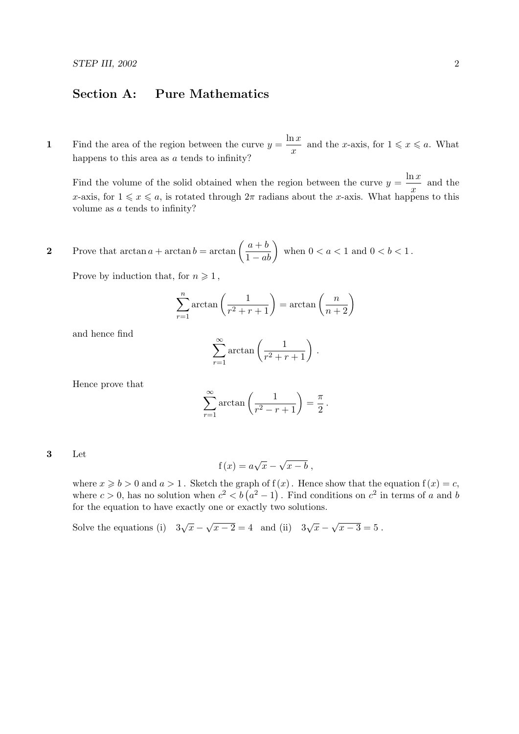## Section A: Pure Mathematics

**1** Find the area of the region between the curve $y = \dfrac{\ln x}{x}$ and the $x$-axis, for $1 \leqslant x \leqslant a$. What happens to this area as $a$ tends to infinity?

Find the volume of the solid obtained when the region between the curve $y = \dfrac{\ln x}{x}$ and the $x$-axis, for $1 \leqslant x \leqslant a$, is rotated through $2\pi$ radians about the $x$-axis. What happens to this volume as $a$ tends to infinity?

**2** Prove that $\arctan a + \arctan b = \arctan\left(\dfrac{a+b}{1-ab}\right)$ when $0 < a < 1$ and $0 < b < 1$.

Prove by induction that, for $n \geqslant 1$,

$$\sum_{r=1}^{n} \arctan\left(\frac{1}{r^2+r+1}\right) = \arctan\left(\frac{n}{n+2}\right)$$

and hence find

$$\sum_{r=1}^{\infty} \arctan\left(\frac{1}{r^2+r+1}\right).$$

Hence prove that

$$\sum_{r=1}^{\infty} \arctan\left(\frac{1}{r^2-r+1}\right) = \frac{\pi}{2}.$$

**3** Let

$$\mathrm{f}(x) = a\sqrt{x} - \sqrt{x-b}\,,$$

where $x \geqslant b > 0$ and $a > 1$. Sketch the graph of $\mathrm{f}(x)$. Hence show that the equation $\mathrm{f}(x) = c$, where $c > 0$, has no solution when $c^2 < b\left(a^2 - 1\right)$. Find conditions on $c^2$ in terms of $a$ and $b$ for the equation to have exactly one or exactly two solutions.

Solve the equations (i) $3\sqrt{x} - \sqrt{x-2} = 4$ and (ii) $3\sqrt{x} - \sqrt{x-3} = 5$.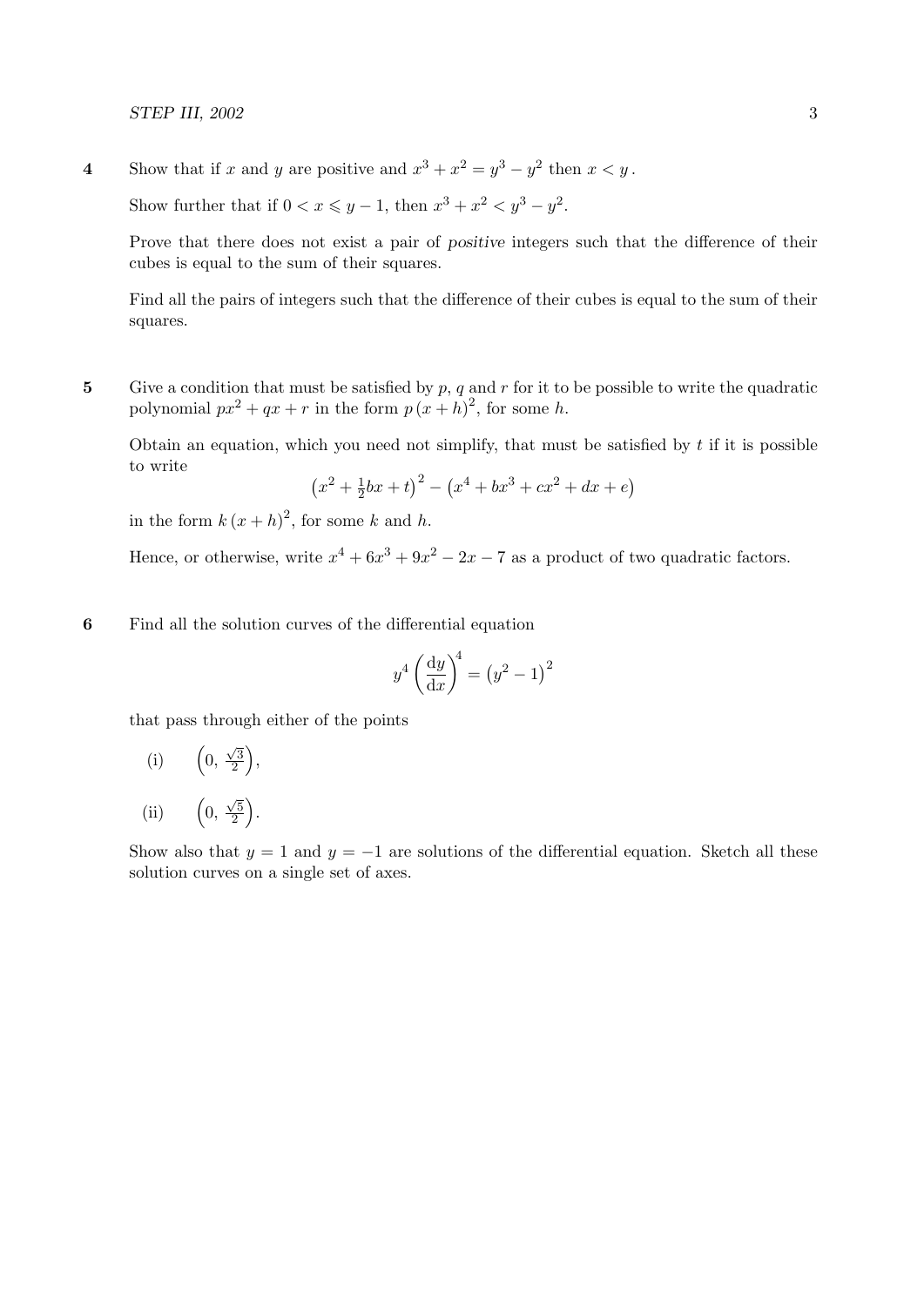**4** Show that if $x$ and $y$ are positive and $x^3 + x^2 = y^3 - y^2$ then $x < y$.

Show further that if $0 < x \leqslant y - 1$, then $x^3 + x^2 < y^3 - y^2$.

Prove that there does not exist a pair of *positive* integers such that the difference of their cubes is equal to the sum of their squares.

Find all the pairs of integers such that the difference of their cubes is equal to the sum of their squares.

**5** Give a condition that must be satisfied by $p$, $q$ and $r$ for it to be possible to write the quadratic polynomial $px^2 + qx + r$ in the form $p\,(x+h)^2$, for some $h$.

Obtain an equation, which you need not simplify, that must be satisfied by $t$ if it is possible to write

$$\left(x^2 + \tfrac{1}{2}bx + t\right)^2 - \left(x^4 + bx^3 + cx^2 + dx + e\right)$$

in the form $k\,(x+h)^2$, for some $k$ and $h$.

Hence, or otherwise, write $x^4 + 6x^3 + 9x^2 - 2x - 7$ as a product of two quadratic factors.

**6** Find all the solution curves of the differential equation

$$y^4 \left(\frac{\mathrm{d}y}{\mathrm{d}x}\right)^4 = \left(y^2 - 1\right)^2$$

that pass through either of the points

(i) $\left(0,\, \frac{\sqrt{3}}{2}\right)$,

(ii) $\left(0,\, \frac{\sqrt{5}}{2}\right)$.

Show also that $y = 1$ and $y = -1$ are solutions of the differential equation. Sketch all these solution curves on a single set of axes.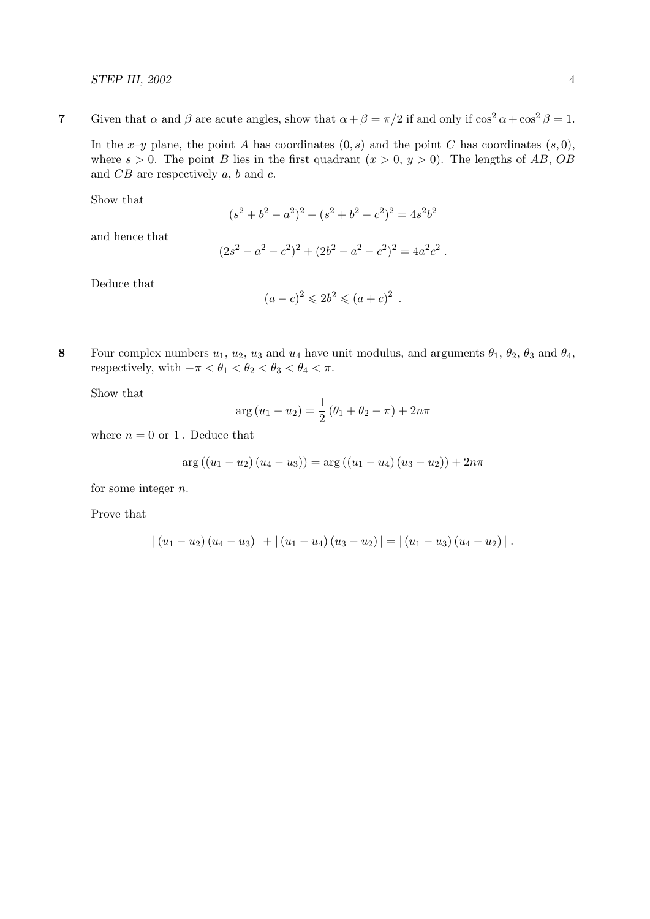**7** Given that $\alpha$ and $\beta$ are acute angles, show that $\alpha + \beta = \pi/2$ if and only if $\cos^2 \alpha + \cos^2 \beta = 1$.

In the $x$–$y$ plane, the point $A$ has coordinates $(0, s)$ and the point $C$ has coordinates $(s, 0)$, where $s > 0$. The point $B$ lies in the first quadrant ($x > 0$, $y > 0$). The lengths of $AB$, $OB$ and $CB$ are respectively $a$, $b$ and $c$.

Show that

$$(s^2 + b^2 - a^2)^2 + (s^2 + b^2 - c^2)^2 = 4s^2b^2$$

and hence that

$$(2s^2 - a^2 - c^2)^2 + (2b^2 - a^2 - c^2)^2 = 4a^2c^2 .$$

Deduce that

$$(a - c)^2 \leqslant 2b^2 \leqslant (a + c)^2 \ .$$

**8** Four complex numbers $u_1$, $u_2$, $u_3$ and $u_4$ have unit modulus, and arguments $\theta_1$, $\theta_2$, $\theta_3$ and $\theta_4$, respectively, with $-\pi < \theta_1 < \theta_2 < \theta_3 < \theta_4 < \pi$.

Show that

$$\arg\left(u_1 - u_2\right) = \frac{1}{2}\left(\theta_1 + \theta_2 - \pi\right) + 2n\pi$$

where $n = 0$ or $1$ . Deduce that

$$\arg\left(\left(u_1 - u_2\right)\left(u_4 - u_3\right)\right) = \arg\left(\left(u_1 - u_4\right)\left(u_3 - u_2\right)\right) + 2n\pi$$

for some integer $n$.

Prove that

$$|\,(u_1 - u_2)\,(u_4 - u_3)\,| + |\,(u_1 - u_4)\,(u_3 - u_2)\,| = |\,(u_1 - u_3)\,(u_4 - u_2)\,| \,.$$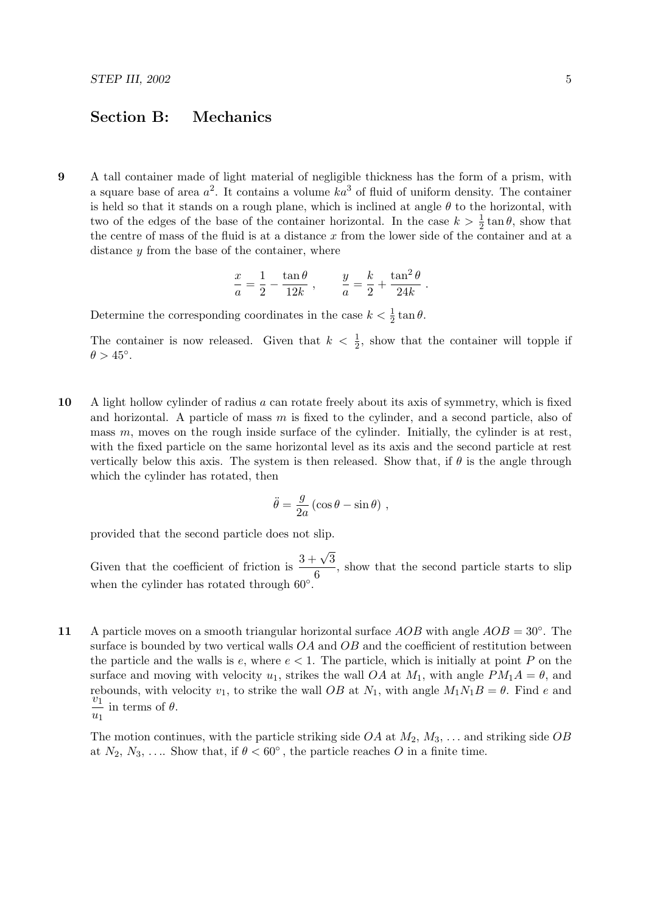## Section B: Mechanics

**9** A tall container made of light material of negligible thickness has the form of a prism, with a square base of area $a^2$. It contains a volume $ka^3$ of fluid of uniform density. The container is held so that it stands on a rough plane, which is inclined at angle $\theta$ to the horizontal, with two of the edges of the base of the container horizontal. In the case $k > \frac{1}{2}\tan\theta$, show that the centre of mass of the fluid is at a distance $x$ from the lower side of the container and at a distance $y$ from the base of the container, where

$$\frac{x}{a} = \frac{1}{2} - \frac{\tan\theta}{12k}\,, \qquad \frac{y}{a} = \frac{k}{2} + \frac{\tan^2\theta}{24k}\,.$$

Determine the corresponding coordinates in the case $k < \frac{1}{2}\tan\theta$.

The container is now released. Given that $k < \frac{1}{2}$, show that the container will topple if $\theta > 45^\circ$.

**10** A light hollow cylinder of radius $a$ can rotate freely about its axis of symmetry, which is fixed and horizontal. A particle of mass $m$ is fixed to the cylinder, and a second particle, also of mass $m$, moves on the rough inside surface of the cylinder. Initially, the cylinder is at rest, with the fixed particle on the same horizontal level as its axis and the second particle at rest vertically below this axis. The system is then released. Show that, if $\theta$ is the angle through which the cylinder has rotated, then

$$\ddot{\theta} = \frac{g}{2a}\left(\cos\theta - \sin\theta\right)\,,$$

provided that the second particle does not slip.

Given that the coefficient of friction is $\dfrac{3+\sqrt{3}}{6}$, show that the second particle starts to slip when the cylinder has rotated through $60^\circ$.

**11** A particle moves on a smooth triangular horizontal surface $AOB$ with angle $AOB = 30^\circ$. The surface is bounded by two vertical walls $OA$ and $OB$ and the coefficient of restitution between the particle and the walls is $e$, where $e < 1$. The particle, which is initially at point $P$ on the surface and moving with velocity $u_1$, strikes the wall $OA$ at $M_1$, with angle $PM_1A = \theta$, and rebounds, with velocity $v_1$, to strike the wall $OB$ at $N_1$, with angle $M_1N_1B = \theta$. Find $e$ and $\dfrac{v_1}{u_1}$ in terms of $\theta$.

The motion continues, with the particle striking side $OA$ at $M_2$, $M_3$, … and striking side $OB$ at $N_2$, $N_3$, …. Show that, if $\theta < 60^\circ$, the particle reaches $O$ in a finite time.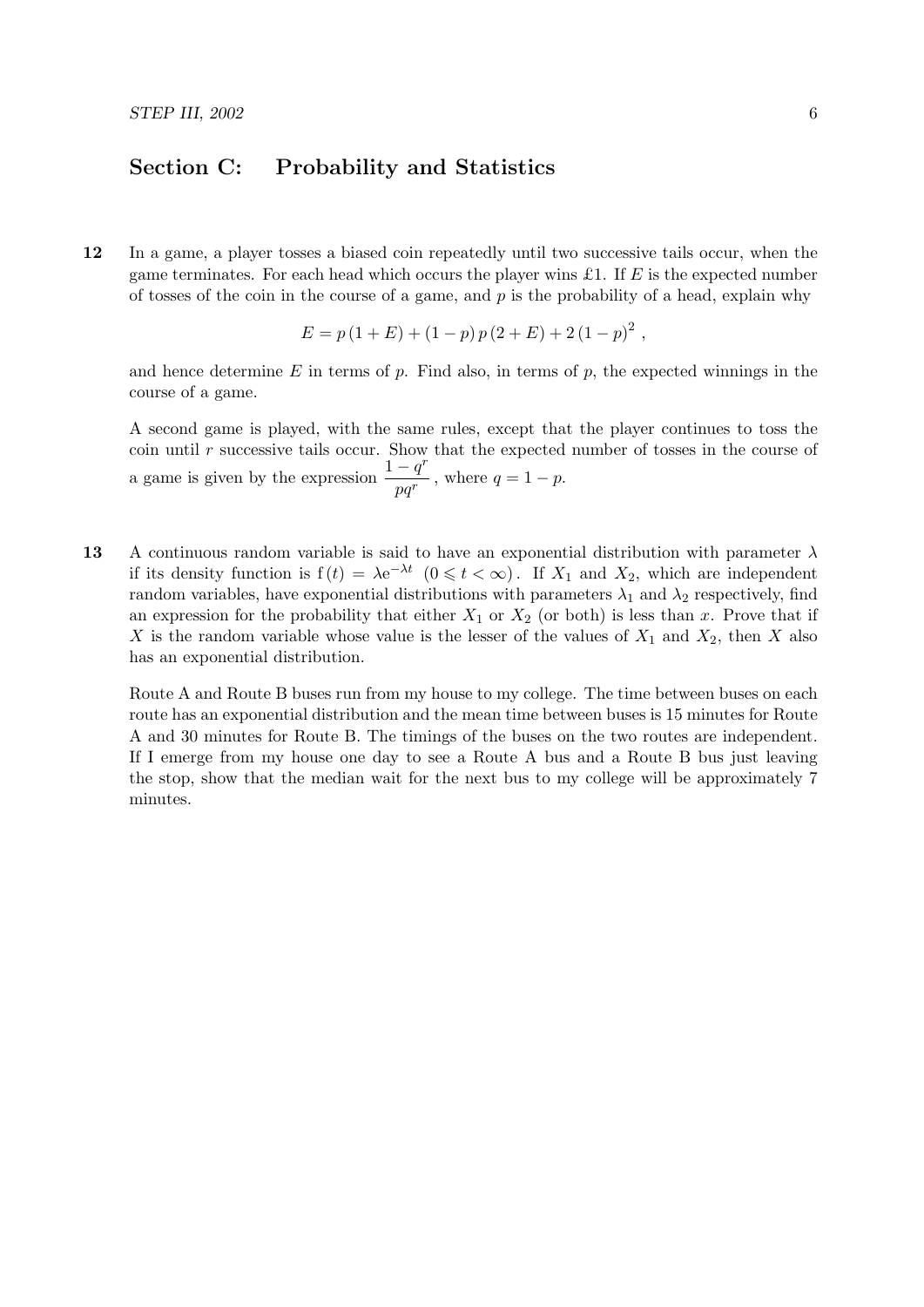## Section C: Probability and Statistics

**12** In a game, a player tosses a biased coin repeatedly until two successive tails occur, when the game terminates. For each head which occurs the player wins £1. If $E$ is the expected number of tosses of the coin in the course of a game, and $p$ is the probability of a head, explain why

$$E = p\,(1+E) + (1-p)\,p\,(2+E) + 2\,(1-p)^2\;,$$

and hence determine $E$ in terms of $p$. Find also, in terms of $p$, the expected winnings in the course of a game.

A second game is played, with the same rules, except that the player continues to toss the coin until $r$ successive tails occur. Show that the expected number of tosses in the course of a game is given by the expression $\dfrac{1-q^r}{pq^r}$, where $q = 1-p$.

**13** A continuous random variable is said to have an exponential distribution with parameter $\lambda$ if its density function is $\mathrm{f}\,(t) = \lambda \mathrm{e}^{-\lambda t}\ \ (0 \leqslant t < \infty)$. If $X_1$ and $X_2$, which are independent random variables, have exponential distributions with parameters $\lambda_1$ and $\lambda_2$ respectively, find an expression for the probability that either $X_1$ or $X_2$ (or both) is less than $x$. Prove that if $X$ is the random variable whose value is the lesser of the values of $X_1$ and $X_2$, then $X$ also has an exponential distribution.

Route A and Route B buses run from my house to my college. The time between buses on each route has an exponential distribution and the mean time between buses is 15 minutes for Route A and 30 minutes for Route B. The timings of the buses on the two routes are independent. If I emerge from my house one day to see a Route A bus and a Route B bus just leaving the stop, show that the median wait for the next bus to my college will be approximately 7 minutes.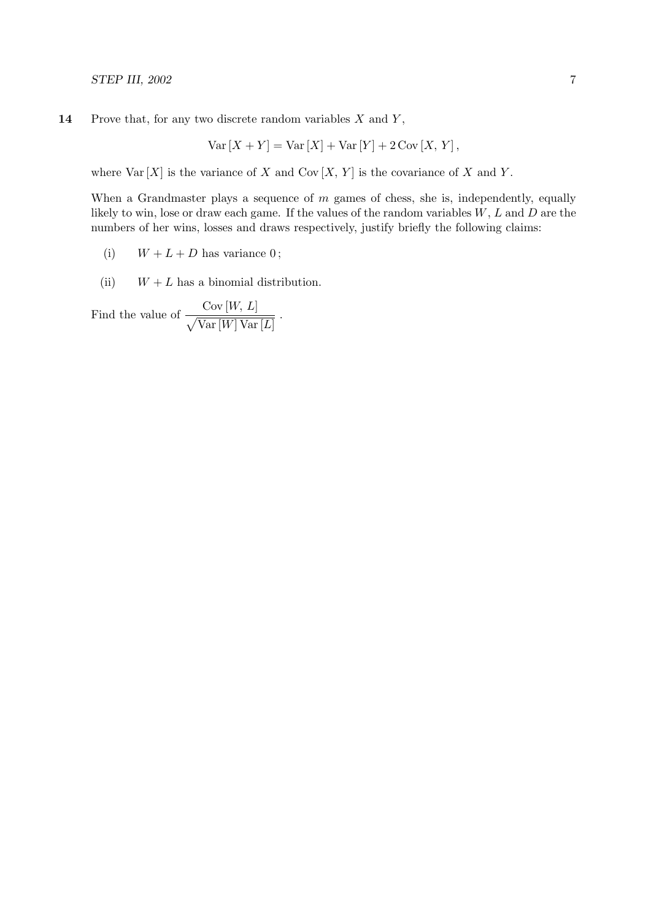**14** Prove that, for any two discrete random variables $X$ and $Y$,

$$\text{Var}\,[X+Y] = \text{Var}\,[X] + \text{Var}\,[Y] + 2\,\text{Cov}\,[X,\,Y]\,,$$

where $\text{Var}\,[X]$ is the variance of $X$ and $\text{Cov}\,[X,\,Y]$ is the covariance of $X$ and $Y$.

When a Grandmaster plays a sequence of $m$ games of chess, she is, independently, equally likely to win, lose or draw each game. If the values of the random variables $W$, $L$ and $D$ are the numbers of her wins, losses and draws respectively, justify briefly the following claims:

(i) $W + L + D$ has variance $0$;

(ii) $W + L$ has a binomial distribution.

Find the value of $\dfrac{\text{Cov}\,[W,\,L]}{\sqrt{\text{Var}\,[W]\,\text{Var}\,[L]}}$.